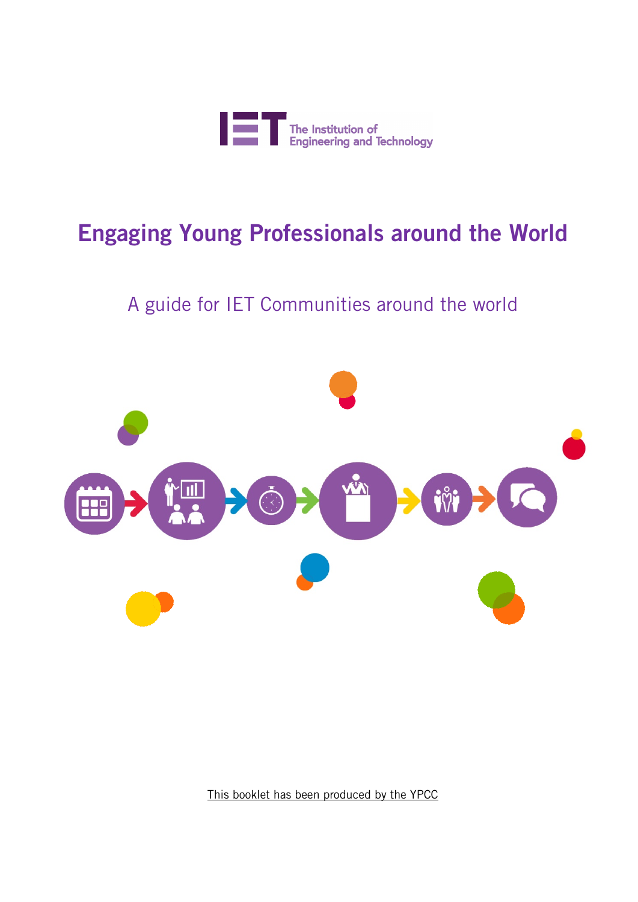The Institution of Engineering and Technology

# Engaging Young Professionals around the World

## A guide for IET Communities around the world

This booklet has been produced by the YPCC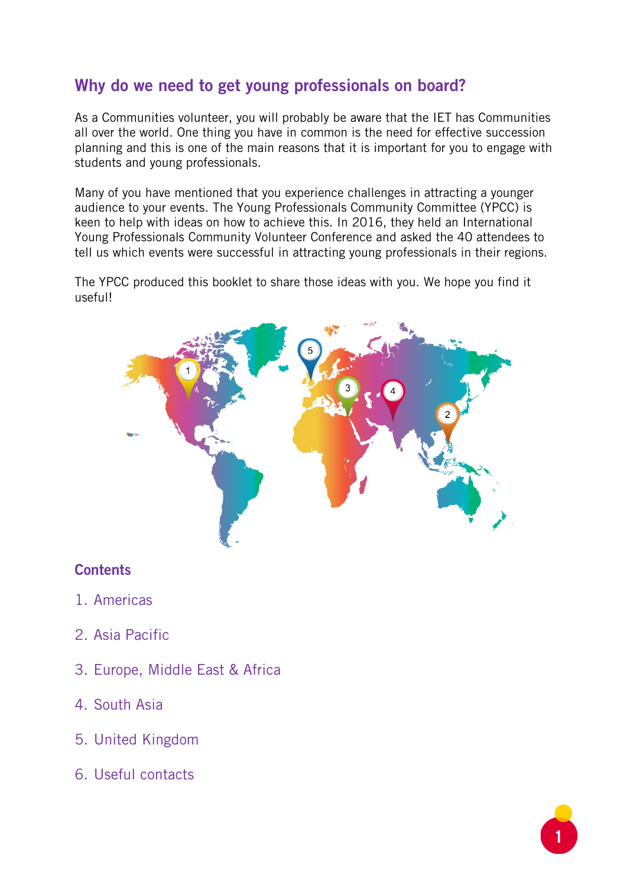## Why do we need to get young professionals on board?

As a Communities volunteer, you will probably be aware that the IET has Communities all over the world. One thing you have in common is the need for effective succession planning and this is one of the main reasons that it is important for you to engage with students and young professionals.

Many of you have mentioned that you experience challenges in attracting a younger audience to your events. The Young Professionals Community Committee (YPCC) is keen to help with ideas on how to achieve this. In 2016, they held an International Young Professionals Community Volunteer Conference and asked the 40 attendees to tell us which events were successful in attracting young professionals in their regions.

The YPCC produced this booklet to share those ideas with you. We hope you find it useful!

### Contents

1. Americas
2. Asia Pacific
3. Europe, Middle East & Africa
4. South Asia
5. United Kingdom
6. Useful contacts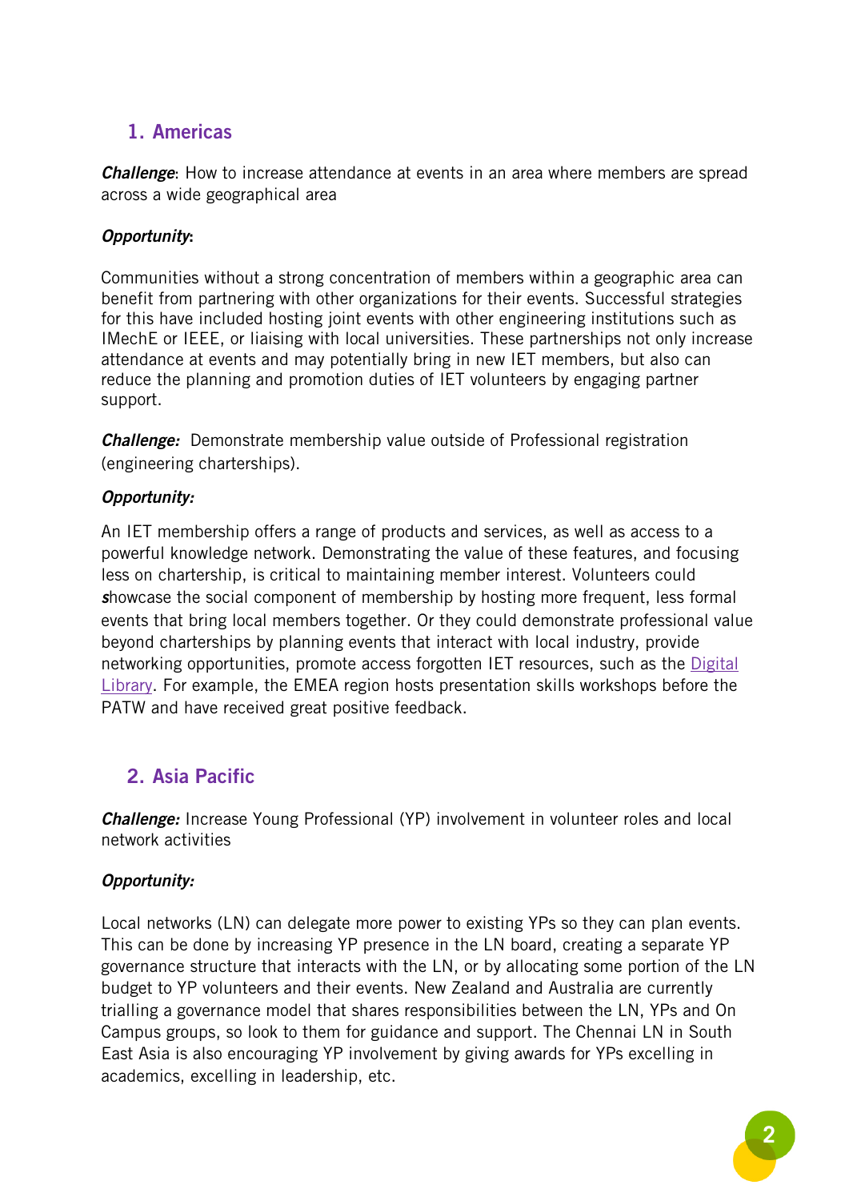## 1. Americas

***Challenge***: How to increase attendance at events in an area where members are spread across a wide geographical area

***Opportunity***:

Communities without a strong concentration of members within a geographic area can benefit from partnering with other organizations for their events. Successful strategies for this have included hosting joint events with other engineering institutions such as IMechE or IEEE, or liaising with local universities. These partnerships not only increase attendance at events and may potentially bring in new IET members, but also can reduce the planning and promotion duties of IET volunteers by engaging partner support.

***Challenge:*** Demonstrate membership value outside of Professional registration (engineering charterships).

***Opportunity:***

An IET membership offers a range of products and services, as well as access to a powerful knowledge network. Demonstrating the value of these features, and focusing less on chartership, is critical to maintaining member interest. Volunteers could showcase the social component of membership by hosting more frequent, less formal events that bring local members together. Or they could demonstrate professional value beyond charterships by planning events that interact with local industry, provide networking opportunities, promote access forgotten IET resources, such as the Digital Library. For example, the EMEA region hosts presentation skills workshops before the PATW and have received great positive feedback.

## 2. Asia Pacific

***Challenge:*** Increase Young Professional (YP) involvement in volunteer roles and local network activities

***Opportunity:***

Local networks (LN) can delegate more power to existing YPs so they can plan events. This can be done by increasing YP presence in the LN board, creating a separate YP governance structure that interacts with the LN, or by allocating some portion of the LN budget to YP volunteers and their events. New Zealand and Australia are currently trialling a governance model that shares responsibilities between the LN, YPs and On Campus groups, so look to them for guidance and support. The Chennai LN in South East Asia is also encouraging YP involvement by giving awards for YPs excelling in academics, excelling in leadership, etc.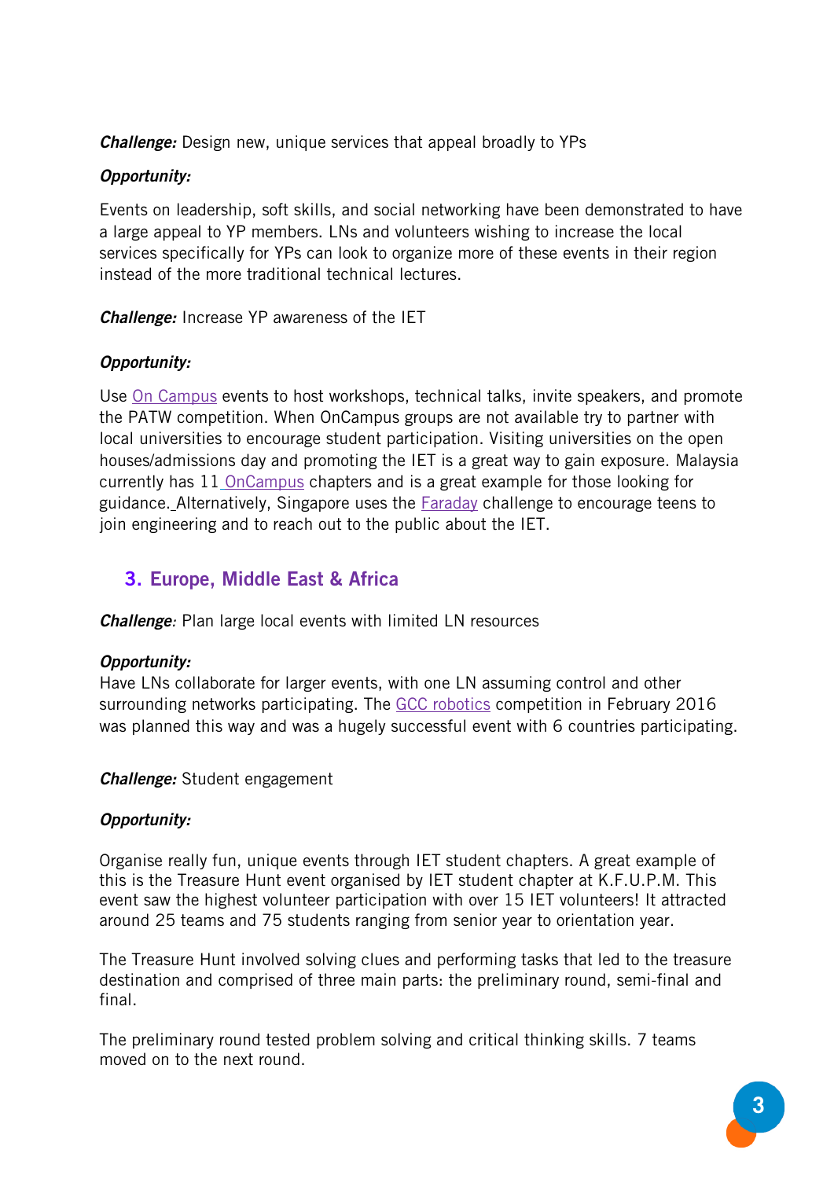***Challenge:*** Design new, unique services that appeal broadly to YPs

***Opportunity:***

Events on leadership, soft skills, and social networking have been demonstrated to have a large appeal to YP members. LNs and volunteers wishing to increase the local services specifically for YPs can look to organize more of these events in their region instead of the more traditional technical lectures.

***Challenge:*** Increase YP awareness of the IET

***Opportunity:***

Use On Campus events to host workshops, technical talks, invite speakers, and promote the PATW competition. When OnCampus groups are not available try to partner with local universities to encourage student participation. Visiting universities on the open houses/admissions day and promoting the IET is a great way to gain exposure. Malaysia currently has 11 OnCampus chapters and is a great example for those looking for guidance. Alternatively, Singapore uses the Faraday challenge to encourage teens to join engineering and to reach out to the public about the IET.

## 3. Europe, Middle East & Africa

***Challenge***: Plan large local events with limited LN resources

***Opportunity:***
Have LNs collaborate for larger events, with one LN assuming control and other surrounding networks participating. The GCC robotics competition in February 2016 was planned this way and was a hugely successful event with 6 countries participating.

***Challenge:*** Student engagement

***Opportunity:***

Organise really fun, unique events through IET student chapters. A great example of this is the Treasure Hunt event organised by IET student chapter at K.F.U.P.M. This event saw the highest volunteer participation with over 15 IET volunteers! It attracted around 25 teams and 75 students ranging from senior year to orientation year.

The Treasure Hunt involved solving clues and performing tasks that led to the treasure destination and comprised of three main parts: the preliminary round, semi-final and final.

The preliminary round tested problem solving and critical thinking skills. 7 teams moved on to the next round.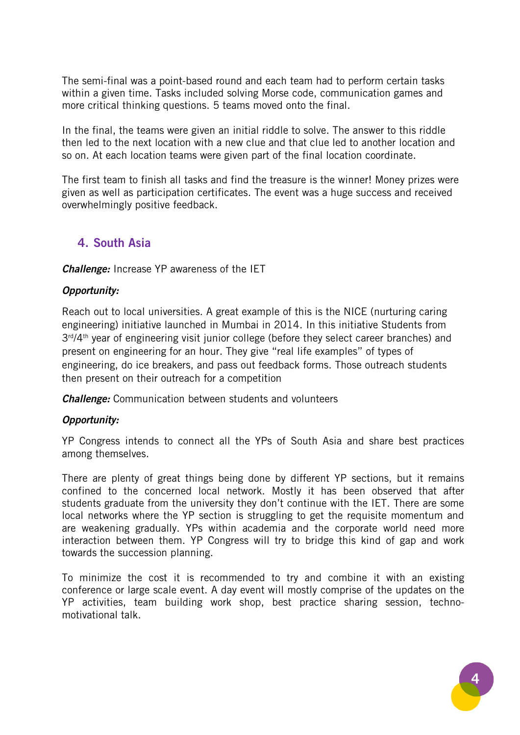The semi-final was a point-based round and each team had to perform certain tasks within a given time. Tasks included solving Morse code, communication games and more critical thinking questions. 5 teams moved onto the final.

In the final, the teams were given an initial riddle to solve. The answer to this riddle then led to the next location with a new clue and that clue led to another location and so on. At each location teams were given part of the final location coordinate.

The first team to finish all tasks and find the treasure is the winner! Money prizes were given as well as participation certificates. The event was a huge success and received overwhelmingly positive feedback.

## 4. South Asia

***Challenge:*** Increase YP awareness of the IET

***Opportunity:***

Reach out to local universities. A great example of this is the NICE (nurturing caring engineering) initiative launched in Mumbai in 2014. In this initiative Students from 3rd/4th year of engineering visit junior college (before they select career branches) and present on engineering for an hour. They give "real life examples" of types of engineering, do ice breakers, and pass out feedback forms. Those outreach students then present on their outreach for a competition

***Challenge:*** Communication between students and volunteers

***Opportunity:***

YP Congress intends to connect all the YPs of South Asia and share best practices among themselves.

There are plenty of great things being done by different YP sections, but it remains confined to the concerned local network. Mostly it has been observed that after students graduate from the university they don't continue with the IET. There are some local networks where the YP section is struggling to get the requisite momentum and are weakening gradually. YPs within academia and the corporate world need more interaction between them. YP Congress will try to bridge this kind of gap and work towards the succession planning.

To minimize the cost it is recommended to try and combine it with an existing conference or large scale event. A day event will mostly comprise of the updates on the YP activities, team building work shop, best practice sharing session, techno-motivational talk.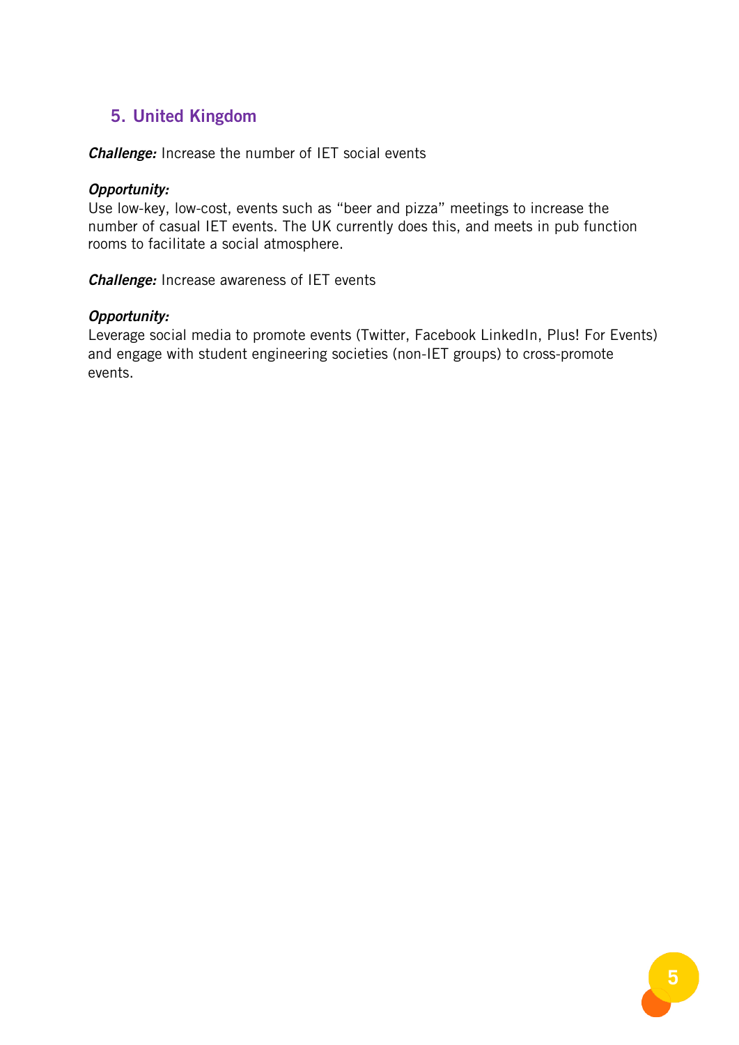## 5. United Kingdom

***Challenge:*** Increase the number of IET social events

***Opportunity:***
Use low-key, low-cost, events such as “beer and pizza” meetings to increase the number of casual IET events. The UK currently does this, and meets in pub function rooms to facilitate a social atmosphere.

***Challenge:*** Increase awareness of IET events

***Opportunity:***
Leverage social media to promote events (Twitter, Facebook LinkedIn, Plus! For Events) and engage with student engineering societies (non-IET groups) to cross-promote events.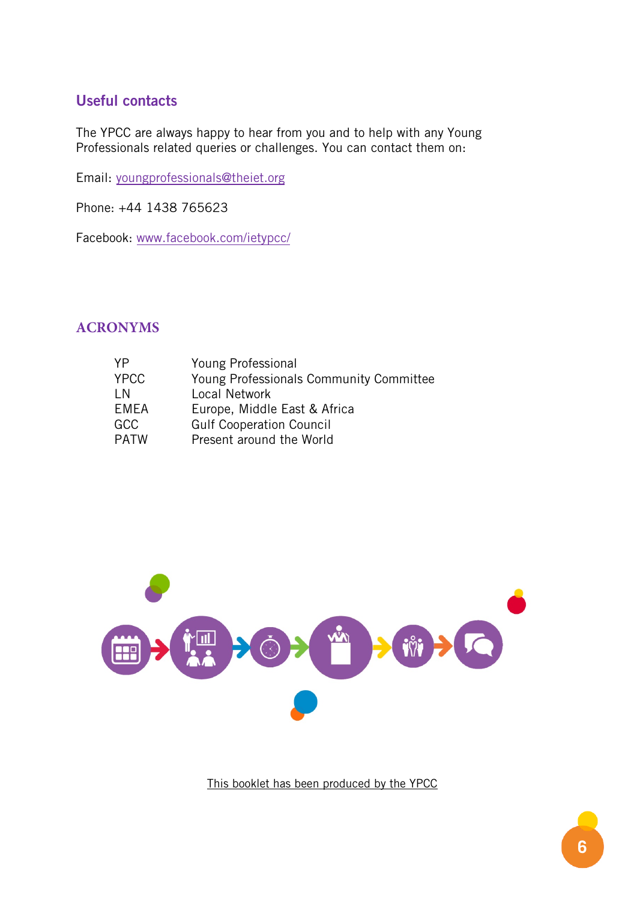## Useful contacts

The YPCC are always happy to hear from you and to help with any Young Professionals related queries or challenges. You can contact them on:

Email: youngprofessionals@theiet.org

Phone: +44 1438 765623

Facebook: www.facebook.com/ietypcc/

## ACRONYMS

| | |
|---|---|
| YP | Young Professional |
| YPCC | Young Professionals Community Committee |
| LN | Local Network |
| EMEA | Europe, Middle East & Africa |
| GCC | Gulf Cooperation Council |
| PATW | Present around the World |

This booklet has been produced by the YPCC